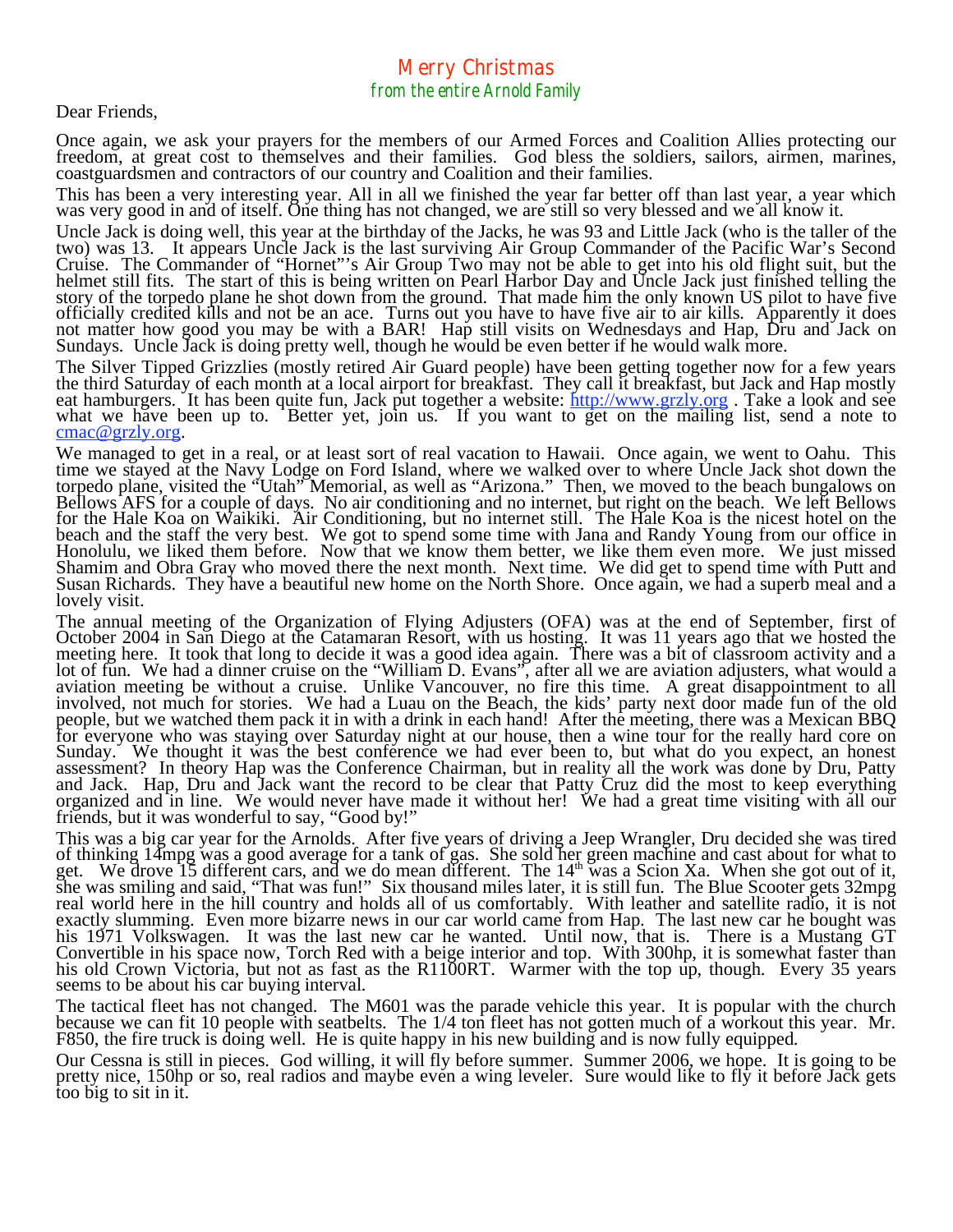# Merry Christmas

*from the entire Arnold Family*

Dear Friends,

Once again, we ask your prayers for the members of our Armed Forces and Coalition Allies protecting our freedom, at great cost to themselves and their families. God bless the soldiers, sailors, airmen, marines, coastguardsmen and contractors of our country and Coalition and their families.

This has been a very interesting year. All in all we finished the year far better off than last year, a year which was very good in and of itself. One thing has not changed, we are still so very blessed and we all know it.

Uncle Jack is doing well, this year at the birthday of the Jacks, he was 93 and Little Jack (who is the taller of the two) was 13. It appears Uncle Jack is the last surviving Air Group Commander of the Pacific War's Second Cruise. The Commander of "Hornet"'s Air Group Two may not be able to get into his old flight suit, but the helmet still fits. The start of this is being written on Pearl Harbor Day and Uncle Jack just finished telling the story of the torpedo plane he shot down from the ground. That made him the only known US pilot to have five officially credited kills and not be an ace. Turns out you have to have five air to air kills. Apparently it does not matter how good you may be with a BAR! Hap still visits on Wednesdays and Hap, Dru and Jack on Sundays. Uncle Jack is doing pretty well, though he would be even better if he would walk more.

The Silver Tipped Grizzlies (mostly retired Air Guard people) have been getting together now for a few years the third Saturday of each month at a local airport for breakfast. They call it breakfast, but Jack and Hap mostly eat hamburgers. It has been quite fun, Jack put together a website: [http://www.grzly.org](http://www.grzly.org) . Take a look and see what we have been up to. Better yet, join us. If you want to get on the mailing list, send a note to [cmac@grzly.org](mailto:cmac@grzly.org).

We managed to get in a real, or at least sort of real vacation to Hawaii. Once again, we went to Oahu. This time we stayed at the Navy Lodge on Ford Island, where we walked over to where Uncle Jack shot down the torpedo plane, visited the "Utah" Memorial, as well as "Arizona." Then, we moved to the beach bungalows on Bellows AFS for a couple of days. No air conditioning and no internet, but right on the beach. We left Bellows for the Hale Koa on Waikiki. Air Conditioning, but no internet still. The Hale Koa is the nicest hotel on the beach and the staff the very best. We got to spend some time with Jana and Randy Young from our office in Honolulu, we liked them before. Now that we know them better, we like them even more. We just missed Shamim and Obra Gray who moved there the next month. Next time. We did get to spend time with Putt and Susan Richards. They have a beautiful new home on the North Shore. Once again, we had a superb meal and a lovely visit.

The annual meeting of the Organization of Flying Adjusters (OFA) was at the end of September, first of October 2004 in San Diego at the Catamaran Resort, with us hosting. It was 11 years ago that we hosted the meeting here. It took that long to decide it was a good idea again. There was a bit of classroom activity and a lot of fun. We had a dinner cruise on the "William D. Evans", after all we are aviation adjusters, what would a aviation meeting be without a cruise. Unlike Vancouver, no fire this time. A great disappointment to all involved, not much for stories. We had a Luau on the Beach, the kids' party next door made fun of the old people, but we watched them pack it in with a drink in each hand! After the meeting, there was a Mexican BBQ for everyone who was staying over Saturday night at our house, then a wine tour for the really hard core on Sunday. We thought it was the best conference we had ever been to, but what do you expect, an honest assessment? In theory Hap was the Conference Chairman, but in reality all the work was done by Dru, Patty and Jack. Hap, Dru and Jack want the record to be clear that Patty Cruz did the most to keep everything organized and in line. We would never have made it without her! We had a great time visiting with all our friends, but it was wonderful to say, "Good by!"

This was a big car year for the Arnolds. After five years of driving a Jeep Wrangler, Dru decided she was tired of thinking 14mpg was a good average for a tank of gas. She sold her green machine and cast about for what to get. We drove 15 different cars, and we do mean different. The 14th was a Scion Xa. When she got out of it, she was smiling and said, "That was fun!" Six thousand miles later, it is still fun. The Blue Scooter gets 32mpg real world here in the hill country and holds all of us comfortably. With leather and satellite radio, it is not exactly slumming. Even more bizarre news in our car world came from Hap. The last new car he bought was his 1971 Volkswagen. It was the last new car he wanted. Until now, that is. There is a Mustang GT Convertible in his space now, Torch Red with a beige interior and top. With 300hp, it is somewhat faster than his old Crown Victoria, but not as fast as the R1100RT. Warmer with the top up, though. Every 35 years seems to be about his car buying interval.

The tactical fleet has not changed. The M601 was the parade vehicle this year. It is popular with the church because we can fit 10 people with seatbelts. The 1/4 ton fleet has not gotten much of a workout this year. Mr. F850, the fire truck is doing well. He is quite happy in his new building and is now fully equipped.

Our Cessna is still in pieces. God willing, it will fly before summer. Summer 2006, we hope. It is going to be pretty nice, 150hp or so, real radios and maybe even a wing leveler. Sure would like to fly it before Jack gets too big to sit in it.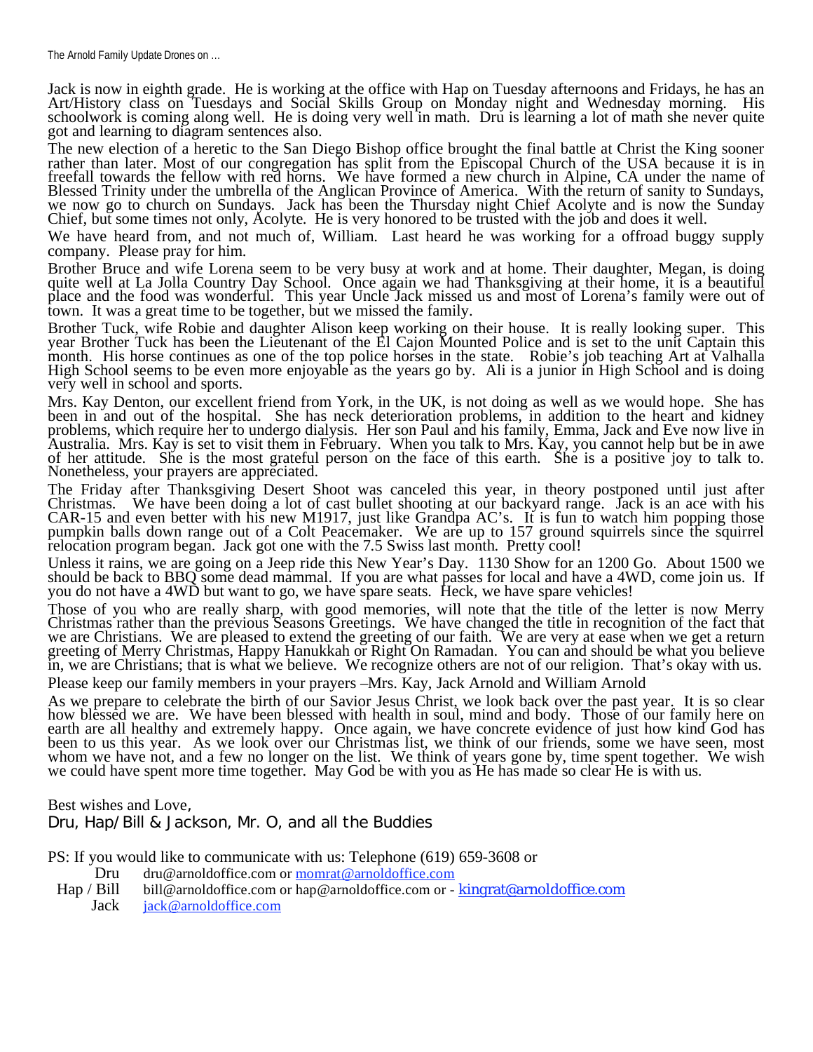Jack is now in eighth grade. He is working at the office with Hap on Tuesday afternoons and Fridays, he has an Art/History class on Tuesdays and Social Skills Group on Monday night and Wednesday morning. His schoolwork is coming along well. He is doing very well in math. Dru is learning a lot of math she never quite got and learning to diagram sentences also.

The new election of a heretic to the San Diego Bishop office brought the final battle at Christ the King sooner rather than later. Most of our congregation has split from the Episcopal Church of the USA because it is in freefall towards the fellow with red horns. We have formed a new church in Alpine, CA under the name of Blessed Trinity under the umbrella of the Anglican Province of America. With the return of sanity to Sundays, we now go to church on Sundays. Jack has been the Thursday night Chief Acolyte and is now the Sunday Chief, but some times not only, Acolyte. He is very honored to be trusted with the job and does it well.

We have heard from, and not much of, William. Last heard he was working for a offroad buggy supply company. Please pray for him.

Brother Bruce and wife Lorena seem to be very busy at work and at home. Their daughter, Megan, is doing quite well at La Jolla Country Day School. Once again we had Thanksgiving at their home, it is a beautiful place and the food was wonderful. This year Uncle Jack missed us and most of Lorena's family were out of town. It was a great time to be together, but we missed the family.

Brother Tuck, wife Robie and daughter Alison keep working on their house. It is really looking super. This year Brother Tuck has been the Lieutenant of the El Cajon Mounted Police and is set to the unit Captain this month. His horse continues as one of the top police horses in the state. Robie's job teaching Art at Valhalla High School seems to be even more enjoyable as the years go by. Ali is a junior in High School and is doing very well in school and sports.

Mrs. Kay Denton, our excellent friend from York, in the UK, is not doing as well as we would hope. She has been in and out of the hospital. She has neck deterioration problems, in addition to the heart and kidney problems, which require her to undergo dialysis. Her son Paul and his family, Emma, Jack and Eve now live in Australia. Mrs. Kay is set to visit them in February. When you talk to Mrs. Kay, you cannot help but be in awe of her attitude. She is the most grateful person on the face of this earth. She is a positive joy to talk to. Nonetheless, your prayers are appreciated.

The Friday after Thanksgiving Desert Shoot was canceled this year, in theory postponed until just after Christmas. We have been doing a lot of cast bullet shooting at our backyard range. Jack is an ace with his CAR-15 and even better with his new M1917, just like Grandpa AC's. It is fun to watch him popping those pumpkin balls down range out of a Colt Peacemaker. We are up to 157 ground squirrels since the squirrel relocation program began. Jack got one with the 7.5 Swiss last month. Pretty cool!

Unless it rains, we are going on a Jeep ride this New Year's Day. 1130 Show for an 1200 Go. About 1500 we should be back to BBQ some dead mammal. If you are what passes for local and have a 4WD, come join us. If you do not have a 4WD but want to go, we have spare seats. Heck, we have spare vehicles!

Those of you who are really sharp, with good memories, will note that the title of the letter is now Merry Christmas rather than the previous Seasons Greetings. We have changed the title in recognition of the fact that we are Christians. We are pleased to extend the greeting of our faith. We are very at ease when we get a return greeting of Merry Christmas, Happy Hanukkah or Right On Ramadan. You can and should be what you believe in, we are Christians; that is what we believe. We recognize others are not of our religion. That's okay with us.

Please keep our family members in your prayers –Mrs. Kay, Jack Arnold and William Arnold

As we prepare to celebrate the birth of our Savior Jesus Christ, we look back over the past year. It is so clear how blessed we are. We have been blessed with health in soul, mind and body. Those of our family here on earth are all healthy and extremely happy. Once again, we have concrete evidence of just how kind God has been to us this year. As we look over our Christmas list, we think of our friends, some we have seen, most whom we have not, and a few no longer on the list. We think of years gone by, time spent together. We wish we could have spent more time together. May God be with you as He has made so clear He is with us.

Best wishes and Love,
Dru, Hap/Bill & Jackson, Mr. O, and all the Buddies

PS: If you would like to communicate with us: Telephone (619) 659-3608 or

Dru dru@arnoldoffice.com or momrat@arnoldoffice.com
Hap / Bill bill@arnoldoffice.com or hap@arnoldoffice.com or - kingrat@arnoldoffice.com
Jack jack@arnoldoffice.com